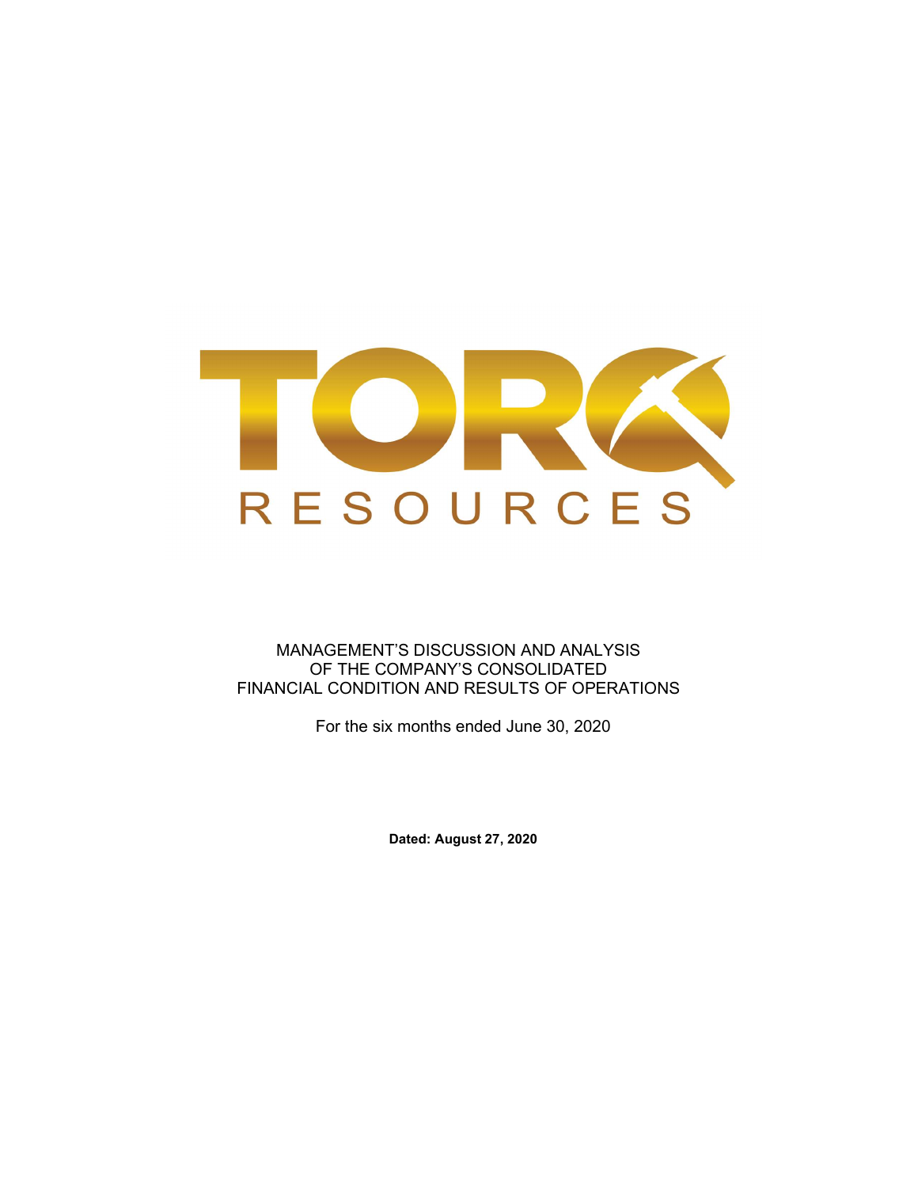TORQ RESOURCES

MANAGEMENT'S DISCUSSION AND ANALYSIS
OF THE COMPANY'S CONSOLIDATED
FINANCIAL CONDITION AND RESULTS OF OPERATIONS

For the six months ended June 30, 2020

**Dated: August 27, 2020**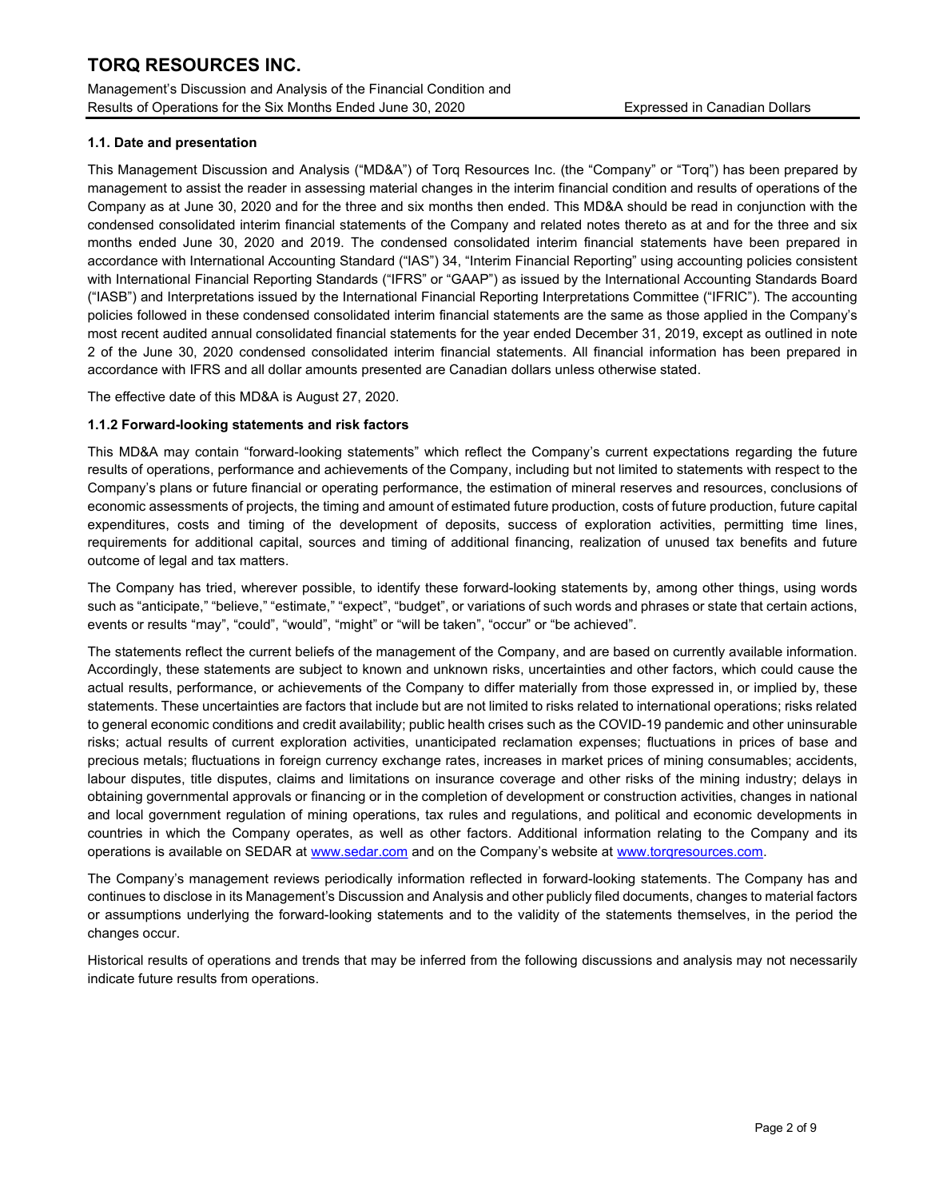### 1.1. Date and presentation

This Management Discussion and Analysis ("MD&A") of Torq Resources Inc. (the "Company" or "Torq") has been prepared by management to assist the reader in assessing material changes in the interim financial condition and results of operations of the Company as at June 30, 2020 and for the three and six months then ended. This MD&A should be read in conjunction with the condensed consolidated interim financial statements of the Company and related notes thereto as at and for the three and six months ended June 30, 2020 and 2019. The condensed consolidated interim financial statements have been prepared in accordance with International Accounting Standard ("IAS") 34, "Interim Financial Reporting" using accounting policies consistent with International Financial Reporting Standards ("IFRS" or "GAAP") as issued by the International Accounting Standards Board ("IASB") and Interpretations issued by the International Financial Reporting Interpretations Committee ("IFRIC"). The accounting policies followed in these condensed consolidated interim financial statements are the same as those applied in the Company's most recent audited annual consolidated financial statements for the year ended December 31, 2019, except as outlined in note 2 of the June 30, 2020 condensed consolidated interim financial statements. All financial information has been prepared in accordance with IFRS and all dollar amounts presented are Canadian dollars unless otherwise stated.

The effective date of this MD&A is August 27, 2020.

### 1.1.2 Forward-looking statements and risk factors

This MD&A may contain "forward-looking statements" which reflect the Company's current expectations regarding the future results of operations, performance and achievements of the Company, including but not limited to statements with respect to the Company's plans or future financial or operating performance, the estimation of mineral reserves and resources, conclusions of economic assessments of projects, the timing and amount of estimated future production, costs of future production, future capital expenditures, costs and timing of the development of deposits, success of exploration activities, permitting time lines, requirements for additional capital, sources and timing of additional financing, realization of unused tax benefits and future outcome of legal and tax matters.

The Company has tried, wherever possible, to identify these forward-looking statements by, among other things, using words such as "anticipate," "believe," "estimate," "expect", "budget", or variations of such words and phrases or state that certain actions, events or results "may", "could", "would", "might" or "will be taken", "occur" or "be achieved".

The statements reflect the current beliefs of the management of the Company, and are based on currently available information. Accordingly, these statements are subject to known and unknown risks, uncertainties and other factors, which could cause the actual results, performance, or achievements of the Company to differ materially from those expressed in, or implied by, these statements. These uncertainties are factors that include but are not limited to risks related to international operations; risks related to general economic conditions and credit availability; public health crises such as the COVID-19 pandemic and other uninsurable risks; actual results of current exploration activities, unanticipated reclamation expenses; fluctuations in prices of base and precious metals; fluctuations in foreign currency exchange rates, increases in market prices of mining consumables; accidents, labour disputes, title disputes, claims and limitations on insurance coverage and other risks of the mining industry; delays in obtaining governmental approvals or financing or in the completion of development or construction activities, changes in national and local government regulation of mining operations, tax rules and regulations, and political and economic developments in countries in which the Company operates, as well as other factors. Additional information relating to the Company and its operations is available on SEDAR at www.sedar.com and on the Company's website at www.torqresources.com.

The Company's management reviews periodically information reflected in forward-looking statements. The Company has and continues to disclose in its Management's Discussion and Analysis and other publicly filed documents, changes to material factors or assumptions underlying the forward-looking statements and to the validity of the statements themselves, in the period the changes occur.

Historical results of operations and trends that may be inferred from the following discussions and analysis may not necessarily indicate future results from operations.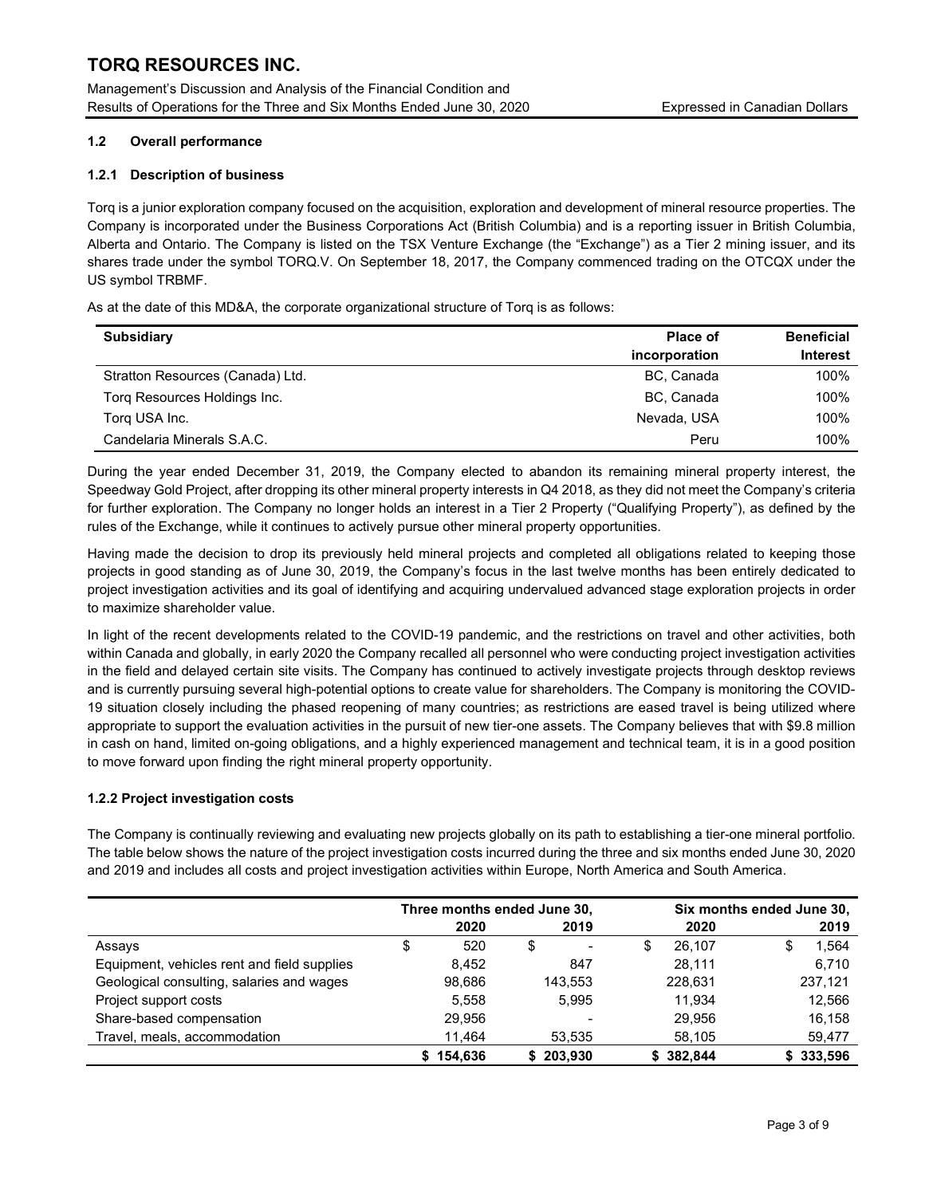### 1.2 Overall performance

#### 1.2.1 Description of business

Torq is a junior exploration company focused on the acquisition, exploration and development of mineral resource properties. The Company is incorporated under the Business Corporations Act (British Columbia) and is a reporting issuer in British Columbia, Alberta and Ontario. The Company is listed on the TSX Venture Exchange (the "Exchange") as a Tier 2 mining issuer, and its shares trade under the symbol TORQ.V. On September 18, 2017, the Company commenced trading on the OTCQX under the US symbol TRBMF.

As at the date of this MD&A, the corporate organizational structure of Torq is as follows:

| Subsidiary | Place of incorporation | Beneficial Interest |
|---|---|---|
| Stratton Resources (Canada) Ltd. | BC, Canada | 100% |
| Torq Resources Holdings Inc. | BC, Canada | 100% |
| Torq USA Inc. | Nevada, USA | 100% |
| Candelaria Minerals S.A.C. | Peru | 100% |

During the year ended December 31, 2019, the Company elected to abandon its remaining mineral property interest, the Speedway Gold Project, after dropping its other mineral property interests in Q4 2018, as they did not meet the Company's criteria for further exploration. The Company no longer holds an interest in a Tier 2 Property ("Qualifying Property"), as defined by the rules of the Exchange, while it continues to actively pursue other mineral property opportunities.

Having made the decision to drop its previously held mineral projects and completed all obligations related to keeping those projects in good standing as of June 30, 2019, the Company's focus in the last twelve months has been entirely dedicated to project investigation activities and its goal of identifying and acquiring undervalued advanced stage exploration projects in order to maximize shareholder value.

In light of the recent developments related to the COVID-19 pandemic, and the restrictions on travel and other activities, both within Canada and globally, in early 2020 the Company recalled all personnel who were conducting project investigation activities in the field and delayed certain site visits. The Company has continued to actively investigate projects through desktop reviews and is currently pursuing several high-potential options to create value for shareholders. The Company is monitoring the COVID-19 situation closely including the phased reopening of many countries; as restrictions are eased travel is being utilized where appropriate to support the evaluation activities in the pursuit of new tier-one assets. The Company believes that with $9.8 million in cash on hand, limited on-going obligations, and a highly experienced management and technical team, it is in a good position to move forward upon finding the right mineral property opportunity.

#### 1.2.2 Project investigation costs

The Company is continually reviewing and evaluating new projects globally on its path to establishing a tier-one mineral portfolio. The table below shows the nature of the project investigation costs incurred during the three and six months ended June 30, 2020 and 2019 and includes all costs and project investigation activities within Europe, North America and South America.

| | Three months ended June 30, | | Six months ended June 30, | |
|---|---|---|---|---|
| | 2020 | 2019 | 2020 | 2019 |
| Assays | $ 520 | $ - | $ 26,107 | $ 1,564 |
| Equipment, vehicles rent and field supplies | 8,452 | 847 | 28,111 | 6,710 |
| Geological consulting, salaries and wages | 98,686 | 143,553 | 228,631 | 237,121 |
| Project support costs | 5,558 | 5,995 | 11,934 | 12,566 |
| Share-based compensation | 29,956 | - | 29,956 | 16,158 |
| Travel, meals, accommodation | 11,464 | 53,535 | 58,105 | 59,477 |
| | $ 154,636 | $ 203,930 | $ 382,844 | $ 333,596 |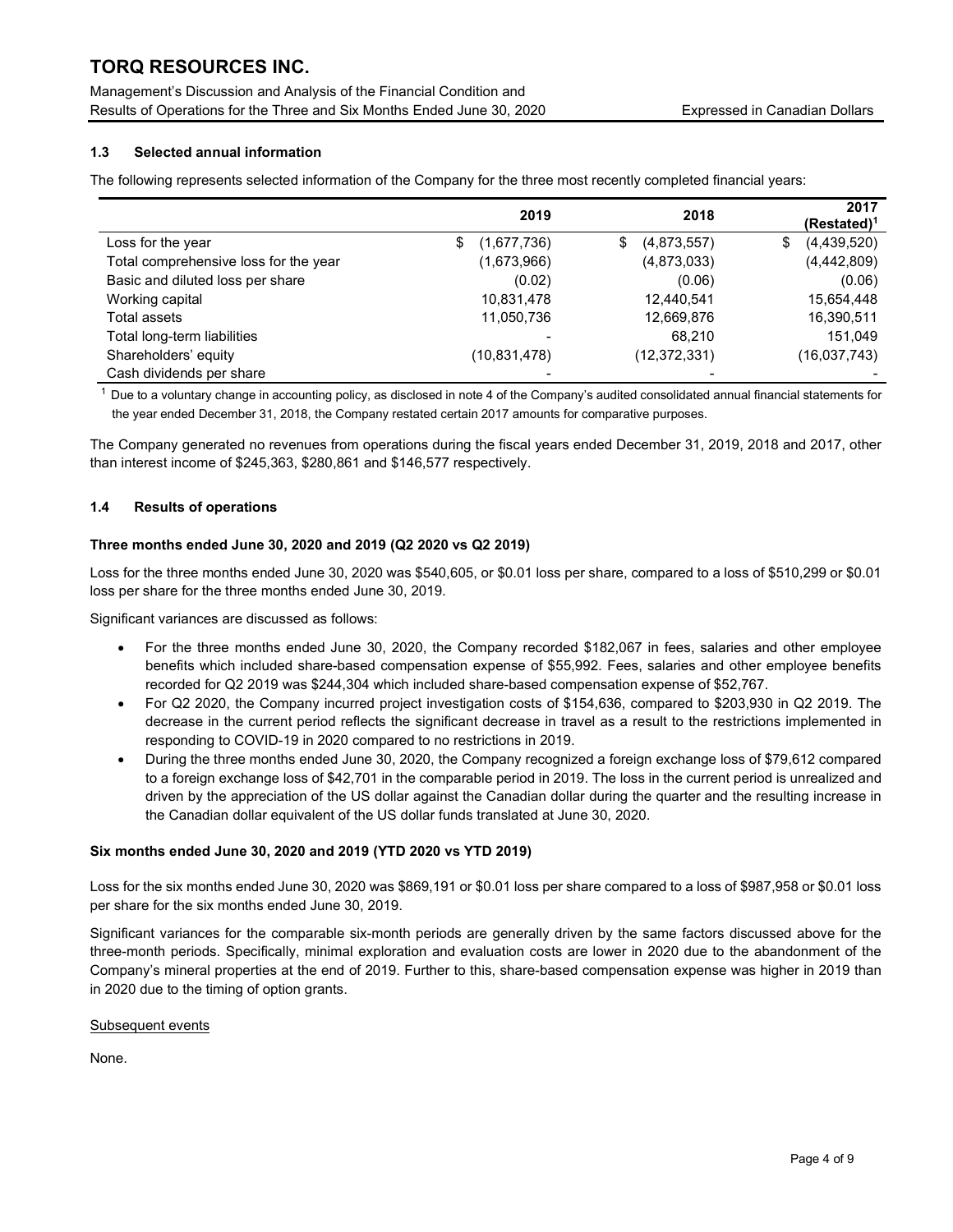### 1.3 Selected annual information

The following represents selected information of the Company for the three most recently completed financial years:

| | 2019 | 2018 | 2017 (Restated)[1] |
|---|---|---|---|
| Loss for the year | $ (1,677,736) | $ (4,873,557) | $ (4,439,520) |
| Total comprehensive loss for the year | (1,673,966) | (4,873,033) | (4,442,809) |
| Basic and diluted loss per share | (0.02) | (0.06) | (0.06) |
| Working capital | 10,831,478 | 12,440,541 | 15,654,448 |
| Total assets | 11,050,736 | 12,669,876 | 16,390,511 |
| Total long-term liabilities | - | 68,210 | 151,049 |
| Shareholders' equity | (10,831,478) | (12,372,331) | (16,037,743) |
| Cash dividends per share | - | - | - |

[1] Due to a voluntary change in accounting policy, as disclosed in note 4 of the Company's audited consolidated annual financial statements for the year ended December 31, 2018, the Company restated certain 2017 amounts for comparative purposes.

The Company generated no revenues from operations during the fiscal years ended December 31, 2019, 2018 and 2017, other than interest income of $245,363, $280,861 and $146,577 respectively.

### 1.4 Results of operations

**Three months ended June 30, 2020 and 2019 (Q2 2020 vs Q2 2019)**

Loss for the three months ended June 30, 2020 was $540,605, or $0.01 loss per share, compared to a loss of $510,299 or $0.01 loss per share for the three months ended June 30, 2019.

Significant variances are discussed as follows:

- For the three months ended June 30, 2020, the Company recorded $182,067 in fees, salaries and other employee benefits which included share-based compensation expense of $55,992. Fees, salaries and other employee benefits recorded for Q2 2019 was $244,304 which included share-based compensation expense of $52,767.
- For Q2 2020, the Company incurred project investigation costs of $154,636, compared to $203,930 in Q2 2019. The decrease in the current period reflects the significant decrease in travel as a result to the restrictions implemented in responding to COVID-19 in 2020 compared to no restrictions in 2019.
- During the three months ended June 30, 2020, the Company recognized a foreign exchange loss of $79,612 compared to a foreign exchange loss of $42,701 in the comparable period in 2019. The loss in the current period is unrealized and driven by the appreciation of the US dollar against the Canadian dollar during the quarter and the resulting increase in the Canadian dollar equivalent of the US dollar funds translated at June 30, 2020.

**Six months ended June 30, 2020 and 2019 (YTD 2020 vs YTD 2019)**

Loss for the six months ended June 30, 2020 was $869,191 or $0.01 loss per share compared to a loss of $987,958 or $0.01 loss per share for the six months ended June 30, 2019.

Significant variances for the comparable six-month periods are generally driven by the same factors discussed above for the three-month periods. Specifically, minimal exploration and evaluation costs are lower in 2020 due to the abandonment of the Company's mineral properties at the end of 2019. Further to this, share-based compensation expense was higher in 2019 than in 2020 due to the timing of option grants.

Subsequent events

None.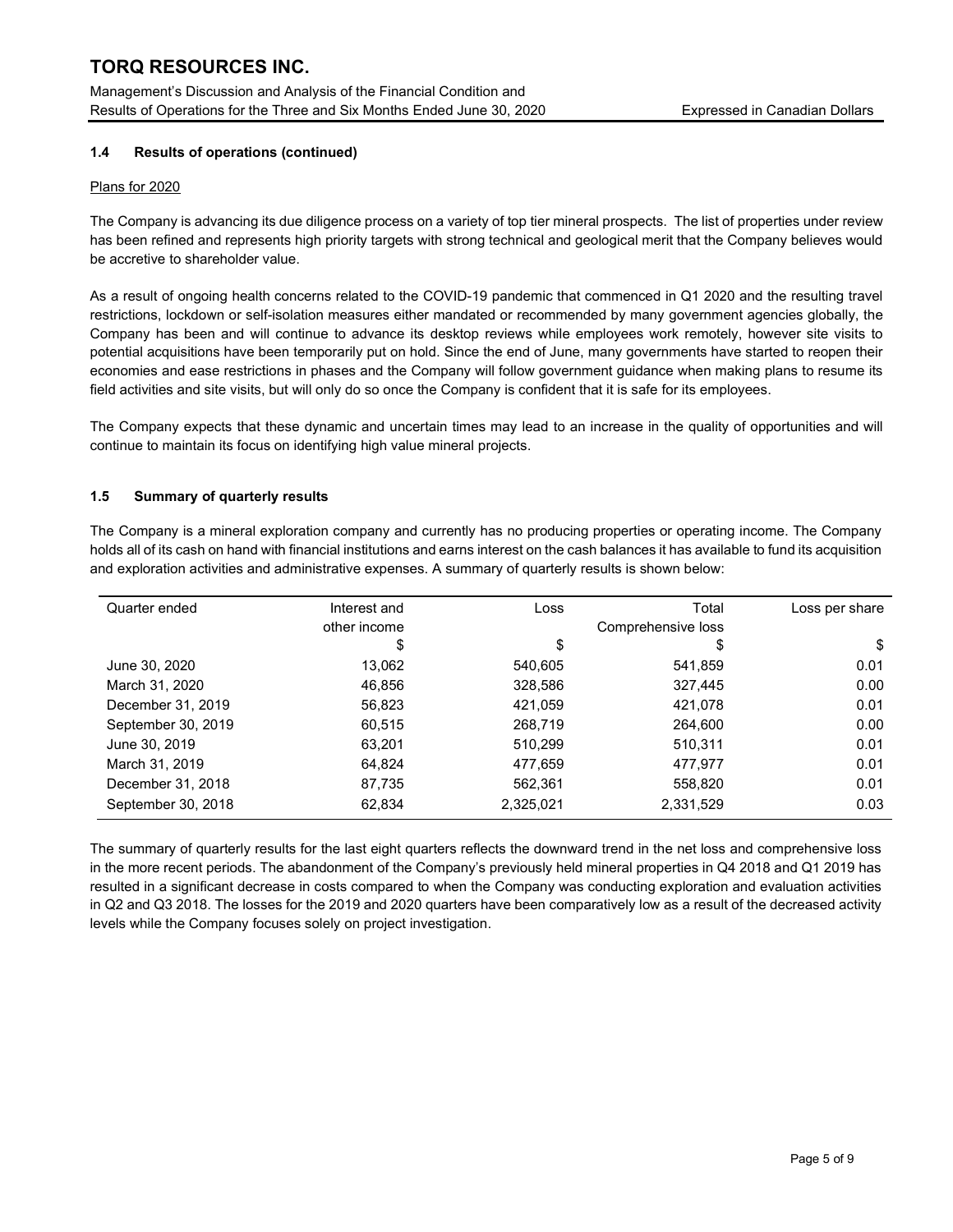### 1.4 Results of operations (continued)

Plans for 2020

The Company is advancing its due diligence process on a variety of top tier mineral prospects. The list of properties under review has been refined and represents high priority targets with strong technical and geological merit that the Company believes would be accretive to shareholder value.

As a result of ongoing health concerns related to the COVID-19 pandemic that commenced in Q1 2020 and the resulting travel restrictions, lockdown or self-isolation measures either mandated or recommended by many government agencies globally, the Company has been and will continue to advance its desktop reviews while employees work remotely, however site visits to potential acquisitions have been temporarily put on hold. Since the end of June, many governments have started to reopen their economies and ease restrictions in phases and the Company will follow government guidance when making plans to resume its field activities and site visits, but will only do so once the Company is confident that it is safe for its employees.

The Company expects that these dynamic and uncertain times may lead to an increase in the quality of opportunities and will continue to maintain its focus on identifying high value mineral projects.

### 1.5 Summary of quarterly results

The Company is a mineral exploration company and currently has no producing properties or operating income. The Company holds all of its cash on hand with financial institutions and earns interest on the cash balances it has available to fund its acquisition and exploration activities and administrative expenses. A summary of quarterly results is shown below:

| Quarter ended | Interest and other income | Loss | Total Comprehensive loss | Loss per share |
|---|---|---|---|---|
| | $ | $ | $ | $ |
| June 30, 2020 | 13,062 | 540,605 | 541,859 | 0.01 |
| March 31, 2020 | 46,856 | 328,586 | 327,445 | 0.00 |
| December 31, 2019 | 56,823 | 421,059 | 421,078 | 0.01 |
| September 30, 2019 | 60,515 | 268,719 | 264,600 | 0.00 |
| June 30, 2019 | 63,201 | 510,299 | 510,311 | 0.01 |
| March 31, 2019 | 64,824 | 477,659 | 477,977 | 0.01 |
| December 31, 2018 | 87,735 | 562,361 | 558,820 | 0.01 |
| September 30, 2018 | 62,834 | 2,325,021 | 2,331,529 | 0.03 |

The summary of quarterly results for the last eight quarters reflects the downward trend in the net loss and comprehensive loss in the more recent periods. The abandonment of the Company's previously held mineral properties in Q4 2018 and Q1 2019 has resulted in a significant decrease in costs compared to when the Company was conducting exploration and evaluation activities in Q2 and Q3 2018. The losses for the 2019 and 2020 quarters have been comparatively low as a result of the decreased activity levels while the Company focuses solely on project investigation.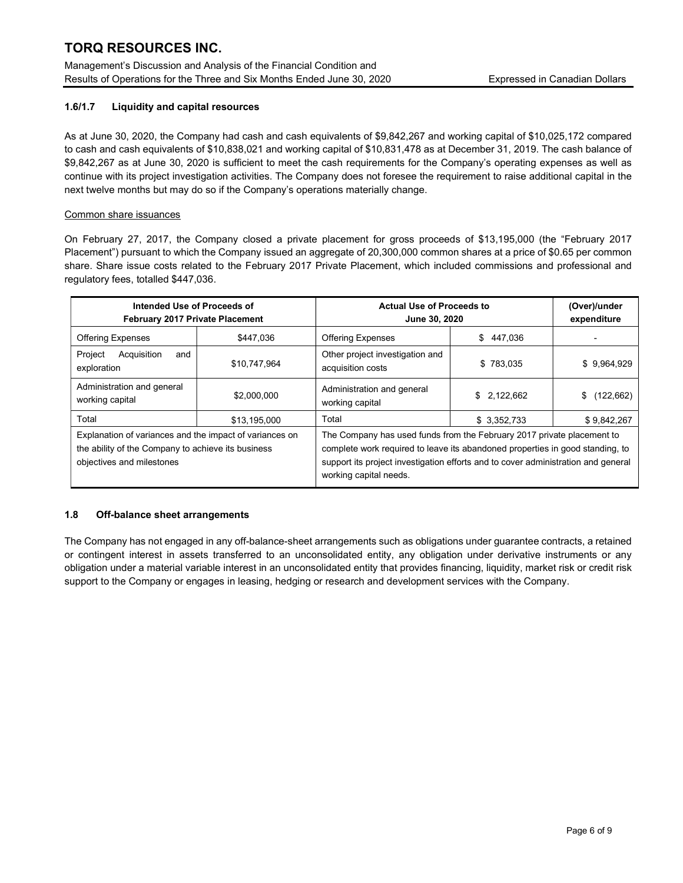## 1.6/1.7 Liquidity and capital resources

As at June 30, 2020, the Company had cash and cash equivalents of $9,842,267 and working capital of $10,025,172 compared to cash and cash equivalents of $10,838,021 and working capital of $10,831,478 as at December 31, 2019. The cash balance of $9,842,267 as at June 30, 2020 is sufficient to meet the cash requirements for the Company's operating expenses as well as continue with its project investigation activities. The Company does not foresee the requirement to raise additional capital in the next twelve months but may do so if the Company's operations materially change.

Common share issuances

On February 27, 2017, the Company closed a private placement for gross proceeds of $13,195,000 (the "February 2017 Placement") pursuant to which the Company issued an aggregate of 20,300,000 common shares at a price of $0.65 per common share. Share issue costs related to the February 2017 Private Placement, which included commissions and professional and regulatory fees, totalled $447,036.

| Intended Use of Proceeds of February 2017 Private Placement | | Actual Use of Proceeds to June 30, 2020 | | (Over)/under expenditure |
|---|---|---|---|---|
| Offering Expenses | $447,036 | Offering Expenses | $ 447,036 | - |
| Project Acquisition and exploration | $10,747,964 | Other project investigation and acquisition costs | $ 783,035 | $ 9,964,929 |
| Administration and general working capital | $2,000,000 | Administration and general working capital | $ 2,122,662 | $ (122,662) |
| Total | $13,195,000 | Total | $ 3,352,733 | $ 9,842,267 |
| Explanation of variances and the impact of variances on the ability of the Company to achieve its business objectives and milestones | | The Company has used funds from the February 2017 private placement to complete work required to leave its abandoned properties in good standing, to support its project investigation efforts and to cover administration and general working capital needs. | | |

## 1.8 Off-balance sheet arrangements

The Company has not engaged in any off-balance-sheet arrangements such as obligations under guarantee contracts, a retained or contingent interest in assets transferred to an unconsolidated entity, any obligation under derivative instruments or any obligation under a material variable interest in an unconsolidated entity that provides financing, liquidity, market risk or credit risk support to the Company or engages in leasing, hedging or research and development services with the Company.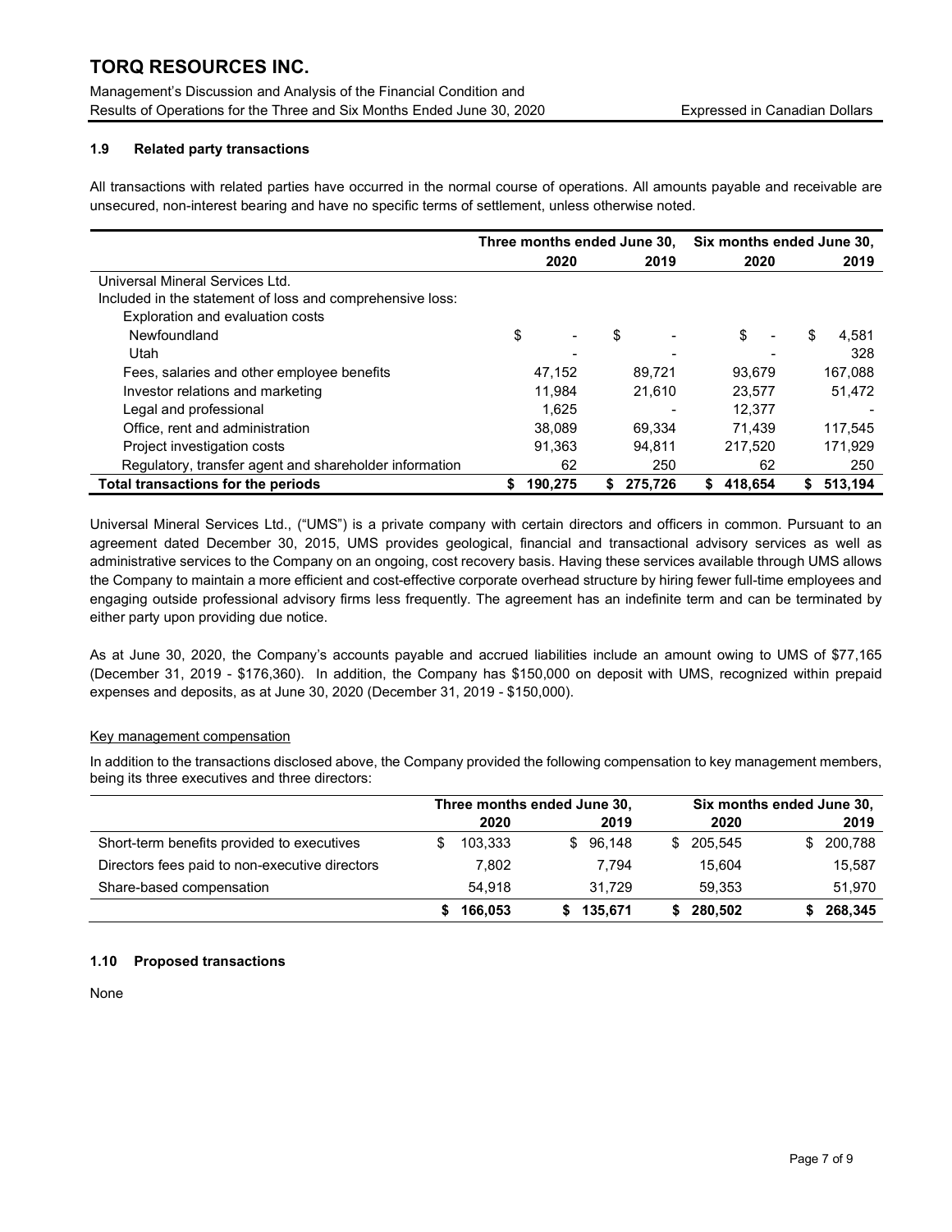### 1.9 Related party transactions

All transactions with related parties have occurred in the normal course of operations. All amounts payable and receivable are unsecured, non-interest bearing and have no specific terms of settlement, unless otherwise noted.

| | Three months ended June 30, | | Six months ended June 30, | |
|---|---|---|---|---|
| | 2020 | 2019 | 2020 | 2019 |
| Universal Mineral Services Ltd. | | | | |
| Included in the statement of loss and comprehensive loss: | | | | |
| Exploration and evaluation costs | | | | |
| Newfoundland | $ - | $ - | $ - | $ 4,581 |
| Utah | - | - | - | 328 |
| Fees, salaries and other employee benefits | 47,152 | 89,721 | 93,679 | 167,088 |
| Investor relations and marketing | 11,984 | 21,610 | 23,577 | 51,472 |
| Legal and professional | 1,625 | - | 12,377 | - |
| Office, rent and administration | 38,089 | 69,334 | 71,439 | 117,545 |
| Project investigation costs | 91,363 | 94,811 | 217,520 | 171,929 |
| Regulatory, transfer agent and shareholder information | 62 | 250 | 62 | 250 |
| **Total transactions for the periods** | **$ 190,275** | **$ 275,726** | **$ 418,654** | **$ 513,194** |

Universal Mineral Services Ltd., ("UMS") is a private company with certain directors and officers in common. Pursuant to an agreement dated December 30, 2015, UMS provides geological, financial and transactional advisory services as well as administrative services to the Company on an ongoing, cost recovery basis. Having these services available through UMS allows the Company to maintain a more efficient and cost-effective corporate overhead structure by hiring fewer full-time employees and engaging outside professional advisory firms less frequently. The agreement has an indefinite term and can be terminated by either party upon providing due notice.

As at June 30, 2020, the Company's accounts payable and accrued liabilities include an amount owing to UMS of $77,165 (December 31, 2019 - $176,360). In addition, the Company has $150,000 on deposit with UMS, recognized within prepaid expenses and deposits, as at June 30, 2020 (December 31, 2019 - $150,000).

#### Key management compensation

In addition to the transactions disclosed above, the Company provided the following compensation to key management members, being its three executives and three directors:

| | Three months ended June 30, | | Six months ended June 30, | |
|---|---|---|---|---|
| | 2020 | 2019 | 2020 | 2019 |
| Short-term benefits provided to executives | $ 103,333 | $ 96,148 | $ 205,545 | $ 200,788 |
| Directors fees paid to non-executive directors | 7,802 | 7,794 | 15,604 | 15,587 |
| Share-based compensation | 54,918 | 31,729 | 59,353 | 51,970 |
| | **$ 166,053** | **$ 135,671** | **$ 280,502** | **$ 268,345** |

### 1.10 Proposed transactions

None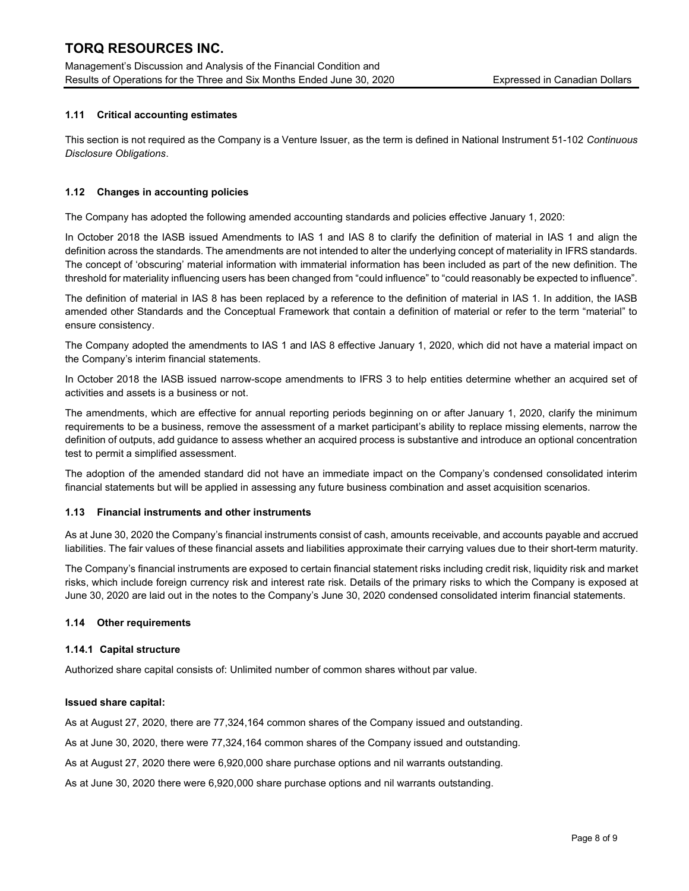### 1.11 Critical accounting estimates

This section is not required as the Company is a Venture Issuer, as the term is defined in National Instrument 51-102 *Continuous Disclosure Obligations*.

### 1.12 Changes in accounting policies

The Company has adopted the following amended accounting standards and policies effective January 1, 2020:

In October 2018 the IASB issued Amendments to IAS 1 and IAS 8 to clarify the definition of material in IAS 1 and align the definition across the standards. The amendments are not intended to alter the underlying concept of materiality in IFRS standards. The concept of 'obscuring' material information with immaterial information has been included as part of the new definition. The threshold for materiality influencing users has been changed from "could influence" to "could reasonably be expected to influence".

The definition of material in IAS 8 has been replaced by a reference to the definition of material in IAS 1. In addition, the IASB amended other Standards and the Conceptual Framework that contain a definition of material or refer to the term "material" to ensure consistency.

The Company adopted the amendments to IAS 1 and IAS 8 effective January 1, 2020, which did not have a material impact on the Company's interim financial statements.

In October 2018 the IASB issued narrow-scope amendments to IFRS 3 to help entities determine whether an acquired set of activities and assets is a business or not.

The amendments, which are effective for annual reporting periods beginning on or after January 1, 2020, clarify the minimum requirements to be a business, remove the assessment of a market participant's ability to replace missing elements, narrow the definition of outputs, add guidance to assess whether an acquired process is substantive and introduce an optional concentration test to permit a simplified assessment.

The adoption of the amended standard did not have an immediate impact on the Company's condensed consolidated interim financial statements but will be applied in assessing any future business combination and asset acquisition scenarios.

### 1.13 Financial instruments and other instruments

As at June 30, 2020 the Company's financial instruments consist of cash, amounts receivable, and accounts payable and accrued liabilities. The fair values of these financial assets and liabilities approximate their carrying values due to their short-term maturity.

The Company's financial instruments are exposed to certain financial statement risks including credit risk, liquidity risk and market risks, which include foreign currency risk and interest rate risk. Details of the primary risks to which the Company is exposed at June 30, 2020 are laid out in the notes to the Company's June 30, 2020 condensed consolidated interim financial statements.

### 1.14 Other requirements

#### 1.14.1 Capital structure

Authorized share capital consists of: Unlimited number of common shares without par value.

**Issued share capital:**

As at August 27, 2020, there are 77,324,164 common shares of the Company issued and outstanding.

As at June 30, 2020, there were 77,324,164 common shares of the Company issued and outstanding.

As at August 27, 2020 there were 6,920,000 share purchase options and nil warrants outstanding.

As at June 30, 2020 there were 6,920,000 share purchase options and nil warrants outstanding.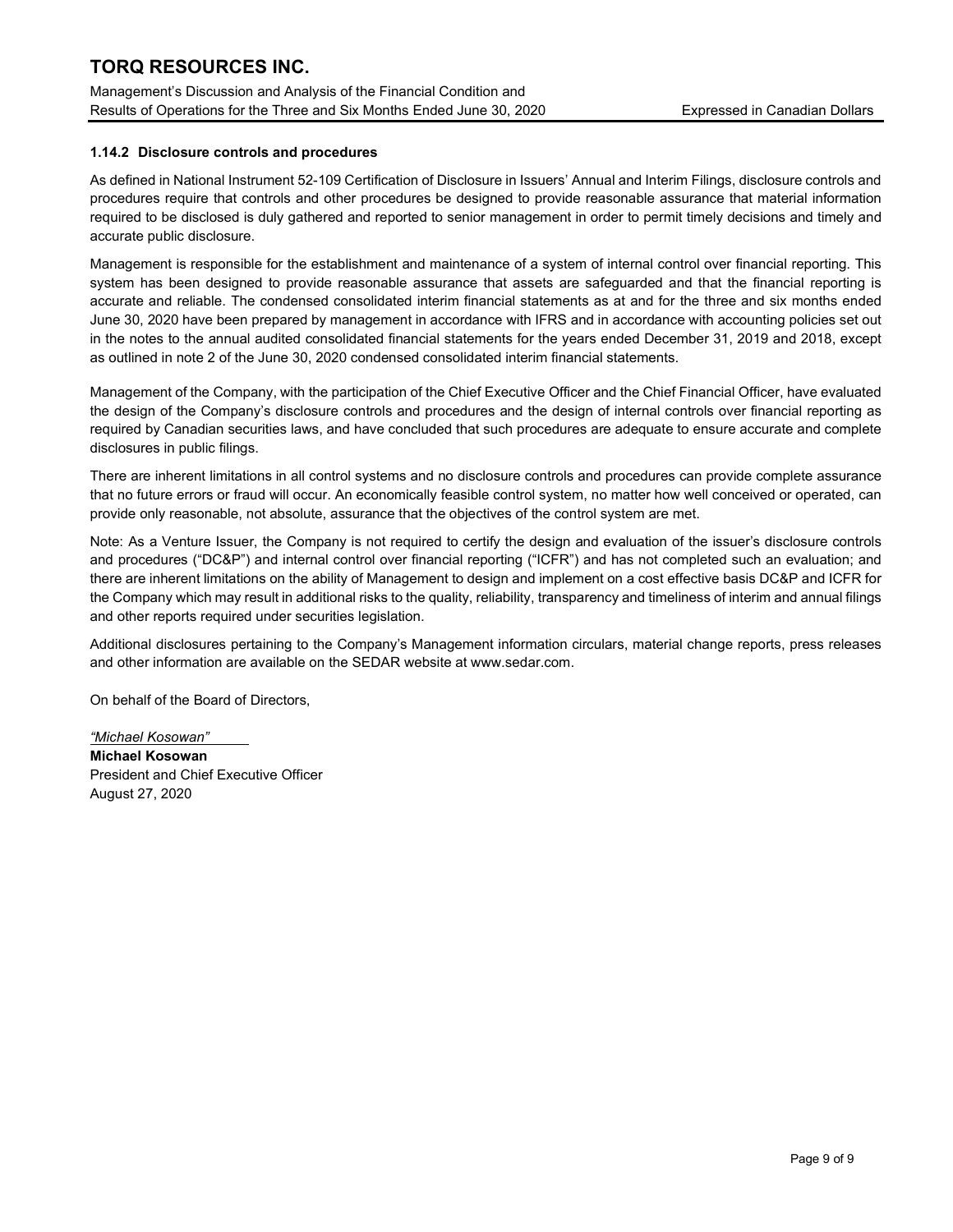### 1.14.2 Disclosure controls and procedures

As defined in National Instrument 52-109 Certification of Disclosure in Issuers' Annual and Interim Filings, disclosure controls and procedures require that controls and other procedures be designed to provide reasonable assurance that material information required to be disclosed is duly gathered and reported to senior management in order to permit timely decisions and timely and accurate public disclosure.

Management is responsible for the establishment and maintenance of a system of internal control over financial reporting. This system has been designed to provide reasonable assurance that assets are safeguarded and that the financial reporting is accurate and reliable. The condensed consolidated interim financial statements as at and for the three and six months ended June 30, 2020 have been prepared by management in accordance with IFRS and in accordance with accounting policies set out in the notes to the annual audited consolidated financial statements for the years ended December 31, 2019 and 2018, except as outlined in note 2 of the June 30, 2020 condensed consolidated interim financial statements.

Management of the Company, with the participation of the Chief Executive Officer and the Chief Financial Officer, have evaluated the design of the Company's disclosure controls and procedures and the design of internal controls over financial reporting as required by Canadian securities laws, and have concluded that such procedures are adequate to ensure accurate and complete disclosures in public filings.

There are inherent limitations in all control systems and no disclosure controls and procedures can provide complete assurance that no future errors or fraud will occur. An economically feasible control system, no matter how well conceived or operated, can provide only reasonable, not absolute, assurance that the objectives of the control system are met.

Note: As a Venture Issuer, the Company is not required to certify the design and evaluation of the issuer's disclosure controls and procedures ("DC&P") and internal control over financial reporting ("ICFR") and has not completed such an evaluation; and there are inherent limitations on the ability of Management to design and implement on a cost effective basis DC&P and ICFR for the Company which may result in additional risks to the quality, reliability, transparency and timeliness of interim and annual filings and other reports required under securities legislation.

Additional disclosures pertaining to the Company's Management information circulars, material change reports, press releases and other information are available on the SEDAR website at www.sedar.com.

On behalf of the Board of Directors,

*"Michael Kosowan"*
**Michael Kosowan**
President and Chief Executive Officer
August 27, 2020